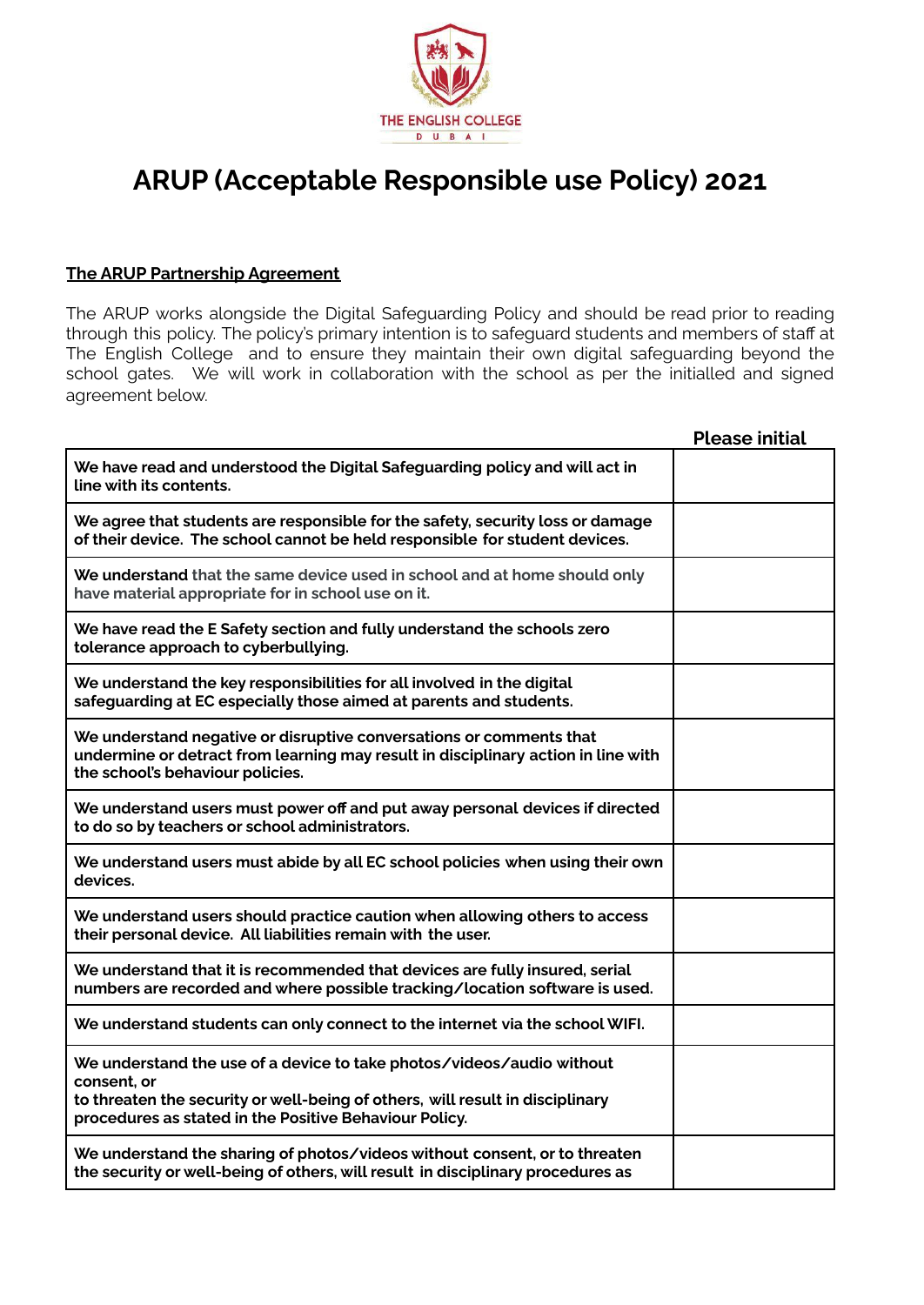THE ENGLISH COLLEGE
DUBAI

# ARUP (Acceptable Responsible use Policy) 2021

**The ARUP Partnership Agreement**

The ARUP works alongside the Digital Safeguarding Policy and should be read prior to reading through this policy. The policy's primary intention is to safeguard students and members of staff at The English College and to ensure they maintain their own digital safeguarding beyond the school gates. We will work in collaboration with the school as per the initialled and signed agreement below.

| | **Please initial** |
|---|---|
| **We have read and understood the Digital Safeguarding policy and will act in line with its contents.** | |
| **We agree that students are responsible for the safety, security loss or damage of their device. The school cannot be held responsible for student devices.** | |
| **We understand that the same device used in school and at home should only have material appropriate for in school use on it.** | |
| **We have read the E Safety section and fully understand the schools zero tolerance approach to cyberbullying.** | |
| **We understand the key responsibilities for all involved in the digital safeguarding at EC especially those aimed at parents and students.** | |
| **We understand negative or disruptive conversations or comments that undermine or detract from learning may result in disciplinary action in line with the school's behaviour policies.** | |
| **We understand users must power off and put away personal devices if directed to do so by teachers or school administrators.** | |
| **We understand users must abide by all EC school policies when using their own devices.** | |
| **We understand users should practice caution when allowing others to access their personal device. All liabilities remain with the user.** | |
| **We understand that it is recommended that devices are fully insured, serial numbers are recorded and where possible tracking/location software is used.** | |
| **We understand students can only connect to the internet via the school WIFI.** | |
| **We understand the use of a device to take photos/videos/audio without consent, or to threaten the security or well-being of others, will result in disciplinary procedures as stated in the Positive Behaviour Policy.** | |
| **We understand the sharing of photos/videos without consent, or to threaten the security or well-being of others, will result in disciplinary procedures as** | |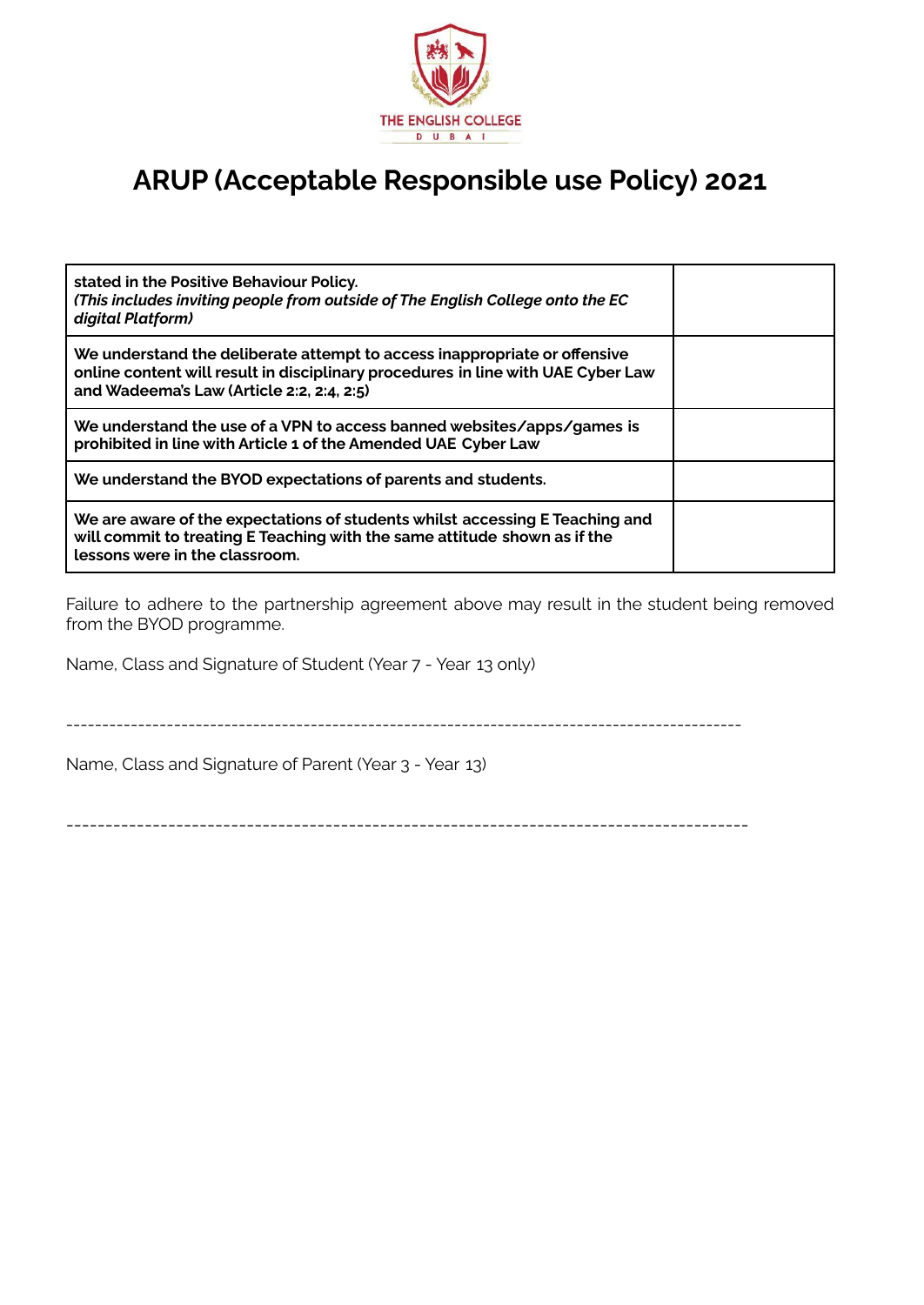THE ENGLISH COLLEGE
DUBAI

# ARUP (Acceptable Responsible use Policy) 2021

| | |
|---|---|
| **stated in the Positive Behaviour Policy.** ***(This includes inviting people from outside of The English College onto the EC digital Platform)*** | |
| **We understand the deliberate attempt to access inappropriate or offensive online content will result in disciplinary procedures in line with UAE Cyber Law and Wadeema's Law (Article 2:2, 2:4, 2:5)** | |
| **We understand the use of a VPN to access banned websites/apps/games is prohibited in line with Article 1 of the Amended UAE Cyber Law** | |
| **We understand the BYOD expectations of parents and students.** | |
| **We are aware of the expectations of students whilst accessing E Teaching and will commit to treating E Teaching with the same attitude shown as if the lessons were in the classroom.** | |

Failure to adhere to the partnership agreement above may result in the student being removed from the BYOD programme.

Name, Class and Signature of Student (Year 7 - Year 13 only)

-------------------------------------------------------------------------------------------

Name, Class and Signature of Parent (Year 3 - Year 13)

-------------------------------------------------------------------------------------------